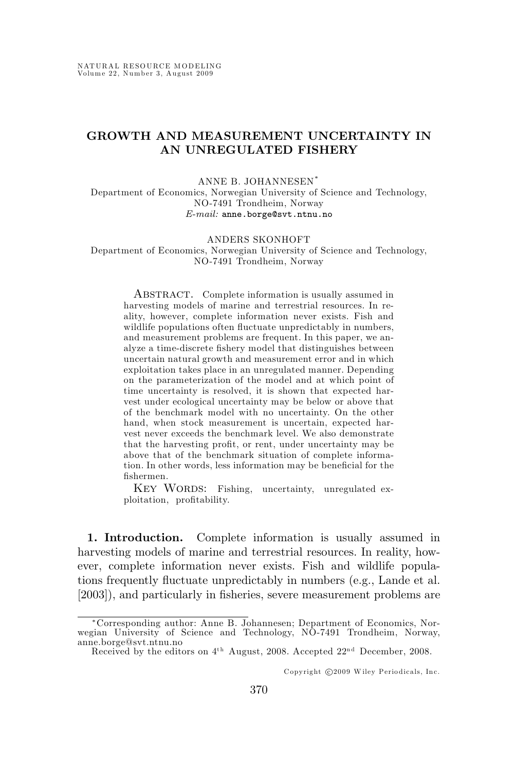# GROWTH AND MEASUREMENT UNCERTAINTY IN AN UNREGULATED FISHERY

ANNE B. JOHANNESEN[*]
Department of Economics, Norwegian University of Science and Technology,
NO-7491 Trondheim, Norway
*E-mail:* anne.borge@svt.ntnu.no

ANDERS SKONHOFT
Department of Economics, Norwegian University of Science and Technology,
NO-7491 Trondheim, Norway

ABSTRACT. Complete information is usually assumed in harvesting models of marine and terrestrial resources. In reality, however, complete information never exists. Fish and wildlife populations often fluctuate unpredictably in numbers, and measurement problems are frequent. In this paper, we analyze a time-discrete fishery model that distinguishes between uncertain natural growth and measurement error and in which exploitation takes place in an unregulated manner. Depending on the parameterization of the model and at which point of time uncertainty is resolved, it is shown that expected harvest under ecological uncertainty may be below or above that of the benchmark model with no uncertainty. On the other hand, when stock measurement is uncertain, expected harvest never exceeds the benchmark level. We also demonstrate that the harvesting profit, or rent, under uncertainty may be above that of the benchmark situation of complete information. In other words, less information may be beneficial for the fishermen.

KEY WORDS: Fishing, uncertainty, unregulated exploitation, profitability.

## 1. Introduction.

Complete information is usually assumed in harvesting models of marine and terrestrial resources. In reality, however, complete information never exists. Fish and wildlife populations frequently fluctuate unpredictably in numbers (e.g., Lande et al. [2003]), and particularly in fisheries, severe measurement problems are

---

[*]Corresponding author: Anne B. Johannesen; Department of Economics, Norwegian University of Science and Technology, NO-7491 Trondheim, Norway, anne.borge@svt.ntnu.no

Received by the editors on 4th August, 2008. Accepted 22nd December, 2008.

Copyright ©2009 Wiley Periodicals, Inc.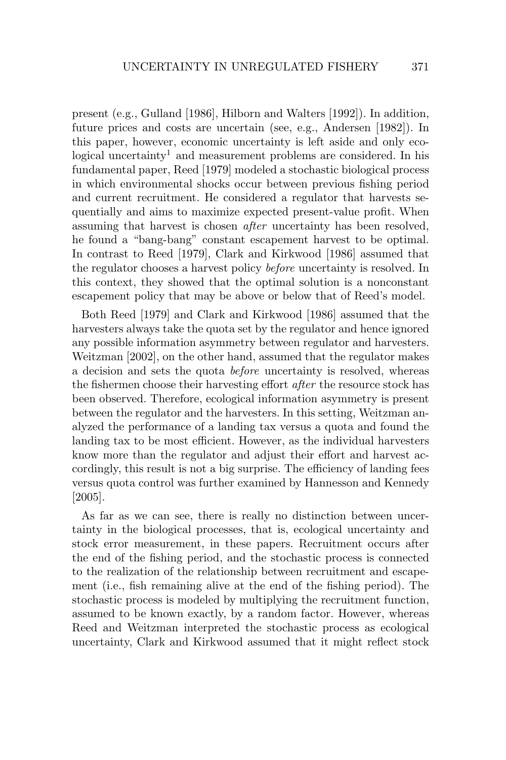present (e.g., Gulland [1986], Hilborn and Walters [1992]). In addition, future prices and costs are uncertain (see, e.g., Andersen [1982]). In this paper, however, economic uncertainty is left aside and only ecological uncertainty[1] and measurement problems are considered. In his fundamental paper, Reed [1979] modeled a stochastic biological process in which environmental shocks occur between previous fishing period and current recruitment. He considered a regulator that harvests sequentially and aims to maximize expected present-value profit. When assuming that harvest is chosen *after* uncertainty has been resolved, he found a "bang-bang" constant escapement harvest to be optimal. In contrast to Reed [1979], Clark and Kirkwood [1986] assumed that the regulator chooses a harvest policy *before* uncertainty is resolved. In this context, they showed that the optimal solution is a nonconstant escapement policy that may be above or below that of Reed's model.

Both Reed [1979] and Clark and Kirkwood [1986] assumed that the harvesters always take the quota set by the regulator and hence ignored any possible information asymmetry between regulator and harvesters. Weitzman [2002], on the other hand, assumed that the regulator makes a decision and sets the quota *before* uncertainty is resolved, whereas the fishermen choose their harvesting effort *after* the resource stock has been observed. Therefore, ecological information asymmetry is present between the regulator and the harvesters. In this setting, Weitzman analyzed the performance of a landing tax versus a quota and found the landing tax to be most efficient. However, as the individual harvesters know more than the regulator and adjust their effort and harvest accordingly, this result is not a big surprise. The efficiency of landing fees versus quota control was further examined by Hannesson and Kennedy [2005].

As far as we can see, there is really no distinction between uncertainty in the biological processes, that is, ecological uncertainty and stock error measurement, in these papers. Recruitment occurs after the end of the fishing period, and the stochastic process is connected to the realization of the relationship between recruitment and escapement (i.e., fish remaining alive at the end of the fishing period). The stochastic process is modeled by multiplying the recruitment function, assumed to be known exactly, by a random factor. However, whereas Reed and Weitzman interpreted the stochastic process as ecological uncertainty, Clark and Kirkwood assumed that it might reflect stock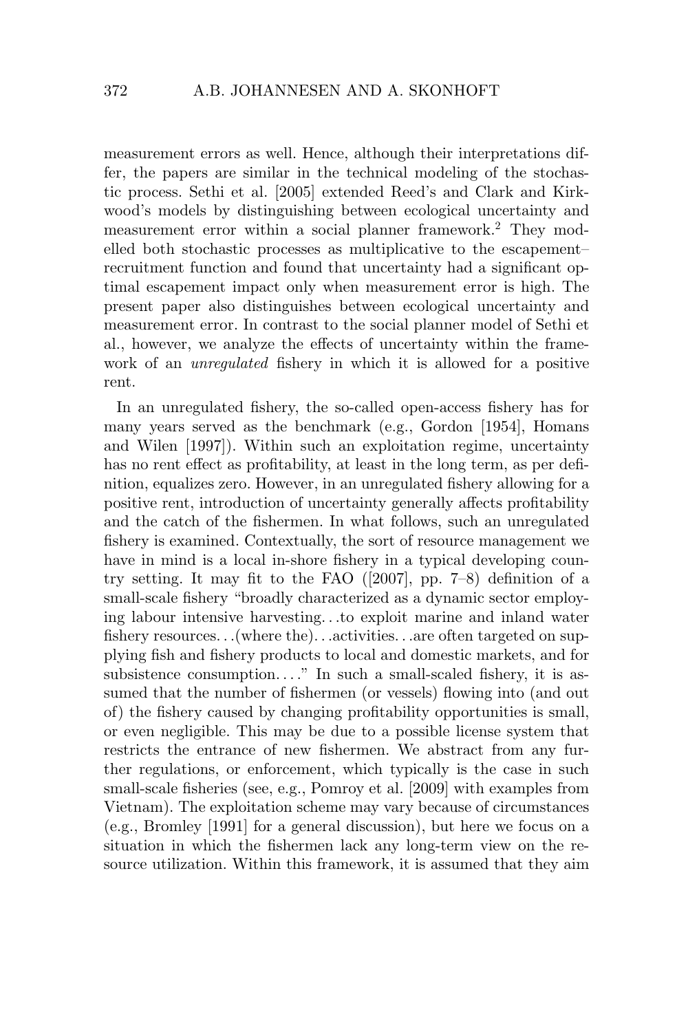measurement errors as well. Hence, although their interpretations differ, the papers are similar in the technical modeling of the stochastic process. Sethi et al. [2005] extended Reed's and Clark and Kirkwood's models by distinguishing between ecological uncertainty and measurement error within a social planner framework.[2] They modelled both stochastic processes as multiplicative to the escapement–recruitment function and found that uncertainty had a significant optimal escapement impact only when measurement error is high. The present paper also distinguishes between ecological uncertainty and measurement error. In contrast to the social planner model of Sethi et al., however, we analyze the effects of uncertainty within the framework of an *unregulated* fishery in which it is allowed for a positive rent.

In an unregulated fishery, the so-called open-access fishery has for many years served as the benchmark (e.g., Gordon [1954], Homans and Wilen [1997]). Within such an exploitation regime, uncertainty has no rent effect as profitability, at least in the long term, as per definition, equalizes zero. However, in an unregulated fishery allowing for a positive rent, introduction of uncertainty generally affects profitability and the catch of the fishermen. In what follows, such an unregulated fishery is examined. Contextually, the sort of resource management we have in mind is a local in-shore fishery in a typical developing country setting. It may fit to the FAO ([2007], pp. 7–8) definition of a small-scale fishery "broadly characterized as a dynamic sector employing labour intensive harvesting. . .to exploit marine and inland water fishery resources. . .(where the). . .activities. . .are often targeted on supplying fish and fishery products to local and domestic markets, and for subsistence consumption. . . ." In such a small-scaled fishery, it is assumed that the number of fishermen (or vessels) flowing into (and out of) the fishery caused by changing profitability opportunities is small, or even negligible. This may be due to a possible license system that restricts the entrance of new fishermen. We abstract from any further regulations, or enforcement, which typically is the case in such small-scale fisheries (see, e.g., Pomroy et al. [2009] with examples from Vietnam). The exploitation scheme may vary because of circumstances (e.g., Bromley [1991] for a general discussion), but here we focus on a situation in which the fishermen lack any long-term view on the resource utilization. Within this framework, it is assumed that they aim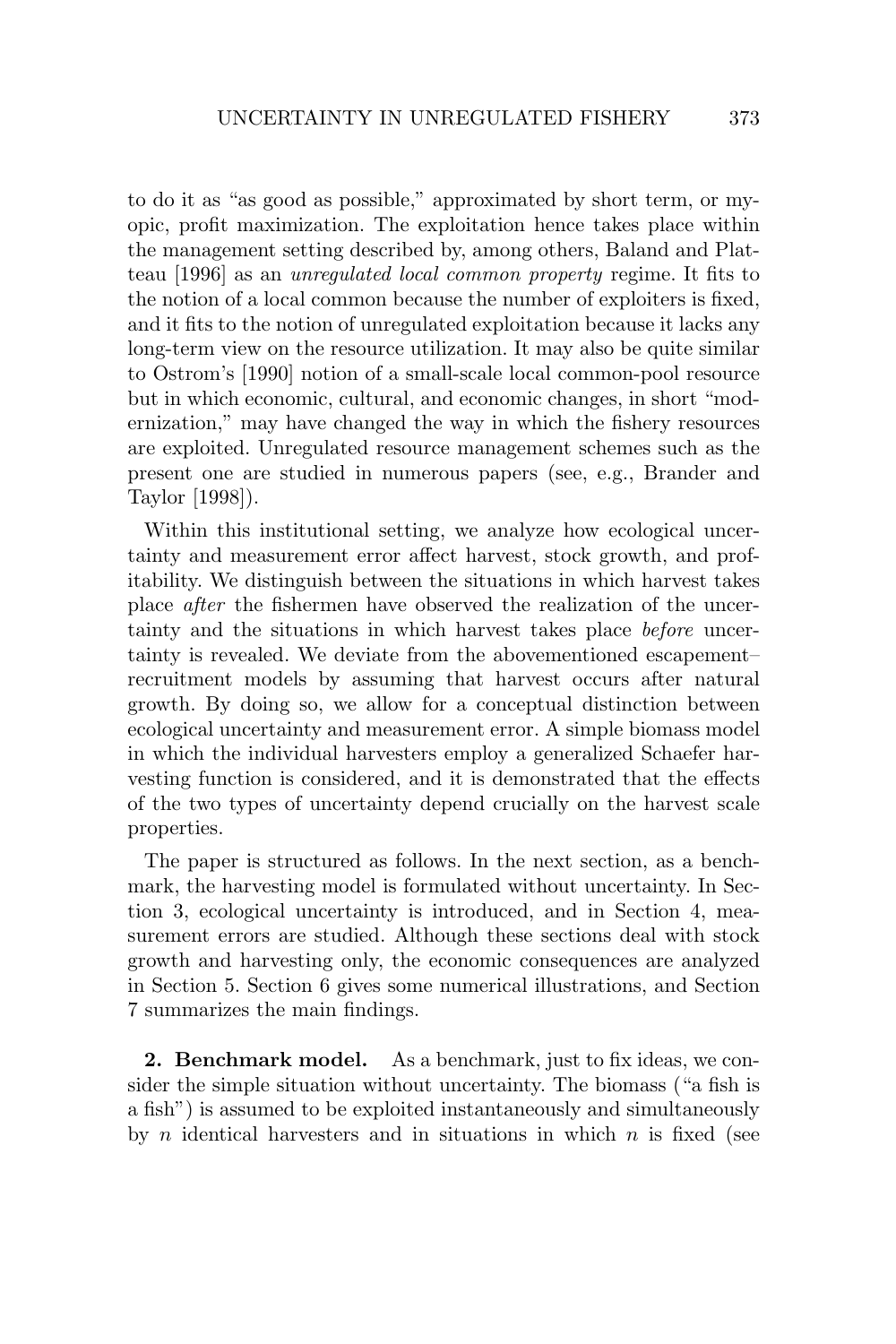to do it as "as good as possible," approximated by short term, or myopic, profit maximization. The exploitation hence takes place within the management setting described by, among others, Baland and Platteau [1996] as an *unregulated local common property* regime. It fits to the notion of a local common because the number of exploiters is fixed, and it fits to the notion of unregulated exploitation because it lacks any long-term view on the resource utilization. It may also be quite similar to Ostrom's [1990] notion of a small-scale local common-pool resource but in which economic, cultural, and economic changes, in short "modernization," may have changed the way in which the fishery resources are exploited. Unregulated resource management schemes such as the present one are studied in numerous papers (see, e.g., Brander and Taylor [1998]).

Within this institutional setting, we analyze how ecological uncertainty and measurement error affect harvest, stock growth, and profitability. We distinguish between the situations in which harvest takes place *after* the fishermen have observed the realization of the uncertainty and the situations in which harvest takes place *before* uncertainty is revealed. We deviate from the abovementioned escapement–recruitment models by assuming that harvest occurs after natural growth. By doing so, we allow for a conceptual distinction between ecological uncertainty and measurement error. A simple biomass model in which the individual harvesters employ a generalized Schaefer harvesting function is considered, and it is demonstrated that the effects of the two types of uncertainty depend crucially on the harvest scale properties.

The paper is structured as follows. In the next section, as a benchmark, the harvesting model is formulated without uncertainty. In Section 3, ecological uncertainty is introduced, and in Section 4, measurement errors are studied. Although these sections deal with stock growth and harvesting only, the economic consequences are analyzed in Section 5. Section 6 gives some numerical illustrations, and Section 7 summarizes the main findings.

**2. Benchmark model.** As a benchmark, just to fix ideas, we consider the simple situation without uncertainty. The biomass ("a fish is a fish") is assumed to be exploited instantaneously and simultaneously by $n$ identical harvesters and in situations in which $n$ is fixed (see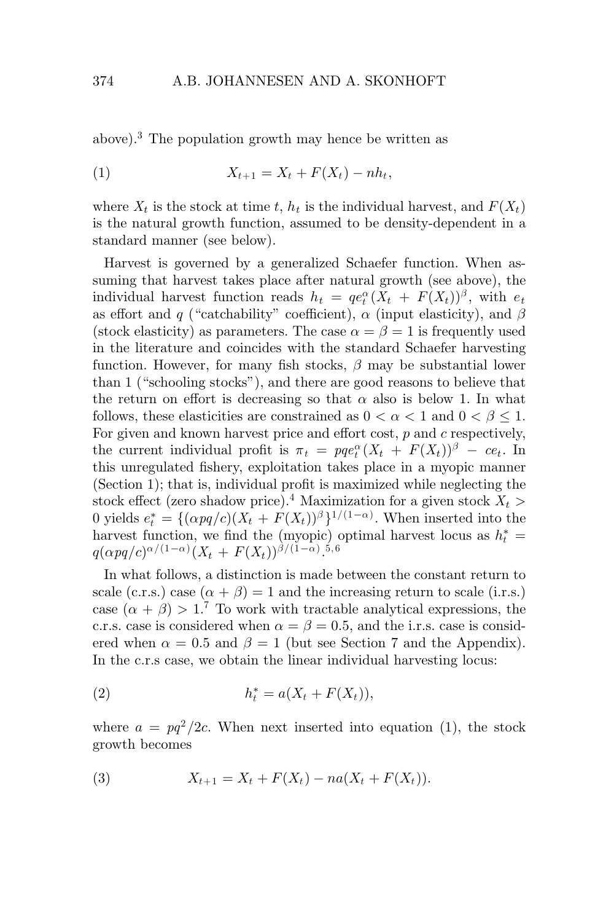above).[3] The population growth may hence be written as

$$X_{t+1} = X_t + F(X_t) - nh_t, \tag{1}$$

where $X_t$ is the stock at time $t$, $h_t$ is the individual harvest, and $F(X_t)$ is the natural growth function, assumed to be density-dependent in a standard manner (see below).

Harvest is governed by a generalized Schaefer function. When assuming that harvest takes place after natural growth (see above), the individual harvest function reads $h_t = qe_t^{\alpha}(X_t + F(X_t))^{\beta}$, with $e_t$ as effort and $q$ ("catchability" coefficient), $\alpha$ (input elasticity), and $\beta$ (stock elasticity) as parameters. The case $\alpha = \beta = 1$ is frequently used in the literature and coincides with the standard Schaefer harvesting function. However, for many fish stocks, $\beta$ may be substantial lower than 1 ("schooling stocks"), and there are good reasons to believe that the return on effort is decreasing so that $\alpha$ also is below 1. In what follows, these elasticities are constrained as $0 < \alpha < 1$ and $0 < \beta \leq 1$. For given and known harvest price and effort cost, $p$ and $c$ respectively, the current individual profit is $\pi_t = pqe_t^{\alpha}(X_t + F(X_t))^{\beta} - ce_t$. In this unregulated fishery, exploitation takes place in a myopic manner (Section 1); that is, individual profit is maximized while neglecting the stock effect (zero shadow price).[4] Maximization for a given stock $X_t > 0$ yields $e_t^* = \{(\alpha pq/c)(X_t + F(X_t))^{\beta}\}^{1/(1-\alpha)}$. When inserted into the harvest function, we find the (myopic) optimal harvest locus as $h_t^* = q(\alpha pq/c)^{\alpha/(1-\alpha)}(X_t + F(X_t))^{\beta/(1-\alpha)}$.[5,6]

In what follows, a distinction is made between the constant return to scale (c.r.s.) case $(\alpha + \beta) = 1$ and the increasing return to scale (i.r.s.) case $(\alpha + \beta) > 1$.[7] To work with tractable analytical expressions, the c.r.s. case is considered when $\alpha = \beta = 0.5$, and the i.r.s. case is considered when $\alpha = 0.5$ and $\beta = 1$ (but see Section 7 and the Appendix). In the c.r.s case, we obtain the linear individual harvesting locus:

$$h_t^* = a(X_t + F(X_t)), \tag{2}$$

where $a = pq^2/2c$. When next inserted into equation (1), the stock growth becomes

$$X_{t+1} = X_t + F(X_t) - na(X_t + F(X_t)). \tag{3}$$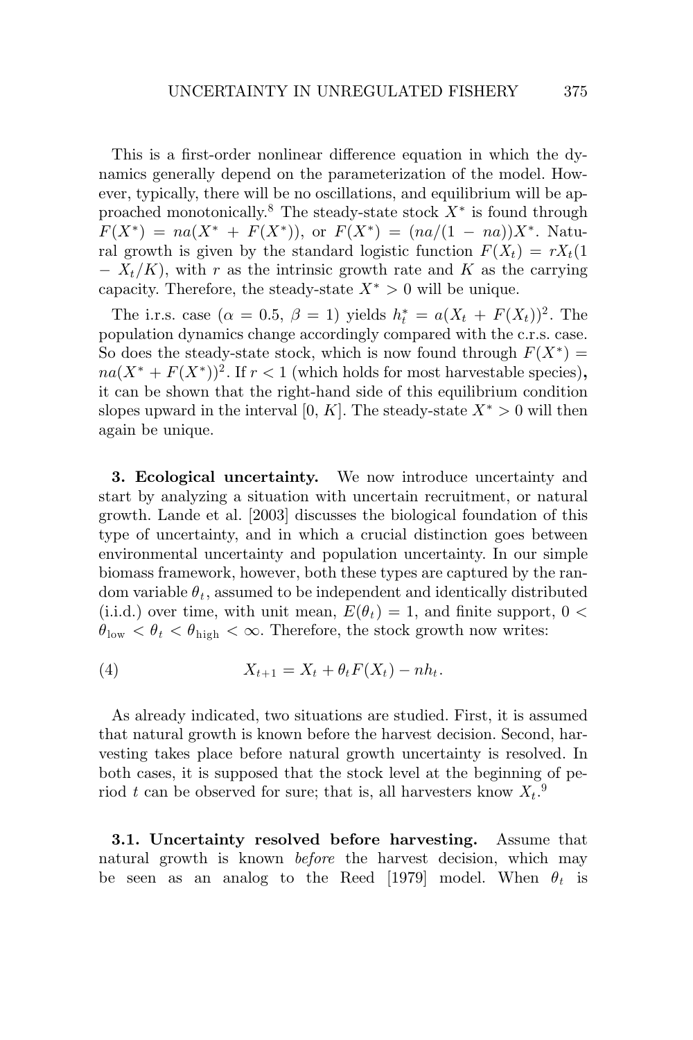This is a first-order nonlinear difference equation in which the dynamics generally depend on the parameterization of the model. However, typically, there will be no oscillations, and equilibrium will be approached monotonically.[8] The steady-state stock $X^*$ is found through $F(X^*) = na(X^* + F(X^*))$, or $F(X^*) = (na/(1 - na))X^*$. Natural growth is given by the standard logistic function $F(X_t) = rX_t(1 - X_t/K)$, with $r$ as the intrinsic growth rate and $K$ as the carrying capacity. Therefore, the steady-state $X^* > 0$ will be unique.

The i.r.s. case ($\alpha = 0.5$, $\beta = 1$) yields $h_t^* = a(X_t + F(X_t))^2$. The population dynamics change accordingly compared with the c.r.s. case. So does the steady-state stock, which is now found through $F(X^*) = na(X^* + F(X^*))^2$. If $r < 1$ (which holds for most harvestable species), it can be shown that the right-hand side of this equilibrium condition slopes upward in the interval $[0, K]$. The steady-state $X^* > 0$ will then again be unique.

**3. Ecological uncertainty.** We now introduce uncertainty and start by analyzing a situation with uncertain recruitment, or natural growth. Lande et al. [2003] discusses the biological foundation of this type of uncertainty, and in which a crucial distinction goes between environmental uncertainty and population uncertainty. In our simple biomass framework, however, both these types are captured by the random variable $\theta_t$, assumed to be independent and identically distributed (i.i.d.) over time, with unit mean, $E(\theta_t) = 1$, and finite support, $0 < \theta_{\text{low}} < \theta_t < \theta_{\text{high}} < \infty$. Therefore, the stock growth now writes:

$$X_{t+1} = X_t + \theta_t F(X_t) - nh_t. \tag{4}$$

As already indicated, two situations are studied. First, it is assumed that natural growth is known before the harvest decision. Second, harvesting takes place before natural growth uncertainty is resolved. In both cases, it is supposed that the stock level at the beginning of period $t$ can be observed for sure; that is, all harvesters know $X_t$.[9]

**3.1. Uncertainty resolved before harvesting.** Assume that natural growth is known *before* the harvest decision, which may be seen as an analog to the Reed [1979] model. When $\theta_t$ is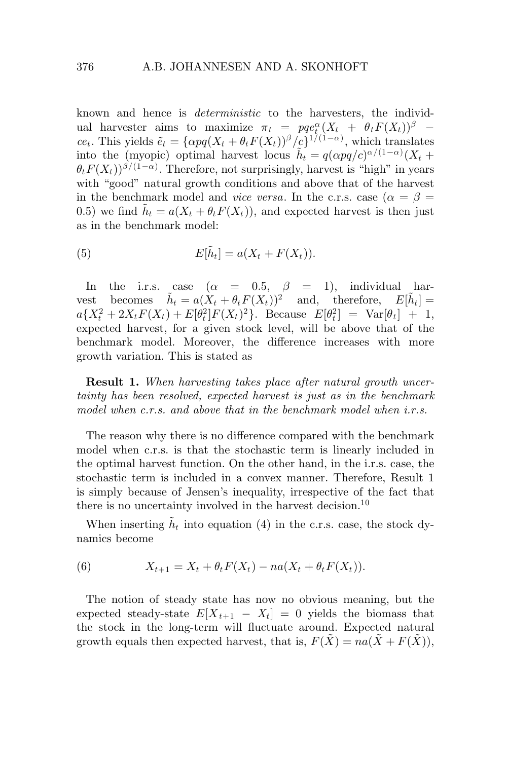known and hence is *deterministic* to the harvesters, the individual harvester aims to maximize $\pi_t = pqe_t^{\alpha}(X_t + \theta_t F(X_t))^{\beta} - ce_t$. This yields $\tilde{e}_t = \{\alpha pq(X_t + \theta_t F(X_t))^{\beta}/c\}^{1/(1-\alpha)}$, which translates into the (myopic) optimal harvest locus $\tilde{h}_t = q(\alpha pq/c)^{\alpha/(1-\alpha)}(X_t + \theta_t F(X_t))^{\beta/(1-\alpha)}$. Therefore, not surprisingly, harvest is "high" in years with "good" natural growth conditions and above that of the harvest in the benchmark model and *vice versa*. In the c.r.s. case ($\alpha = \beta = 0.5$) we find $\tilde{h}_t = a(X_t + \theta_t F(X_t))$, and expected harvest is then just as in the benchmark model:

$$E[\tilde{h}_t] = a(X_t + F(X_t)). \tag{5}$$

In the i.r.s. case ($\alpha = 0.5$, $\beta = 1$), individual harvest becomes $\tilde{h}_t = a(X_t + \theta_t F(X_t))^2$ and, therefore, $E[\tilde{h}_t] = a\{X_t^2 + 2X_t F(X_t) + E[\theta_t^2]F(X_t)^2\}$. Because $E[\theta_t^2] = \mathrm{Var}[\theta_t] + 1$, expected harvest, for a given stock level, will be above that of the benchmark model. Moreover, the difference increases with more growth variation. This is stated as

**Result 1.** *When harvesting takes place after natural growth uncertainty has been resolved, expected harvest is just as in the benchmark model when c.r.s. and above that in the benchmark model when i.r.s.*

The reason why there is no difference compared with the benchmark model when c.r.s. is that the stochastic term is linearly included in the optimal harvest function. On the other hand, in the i.r.s. case, the stochastic term is included in a convex manner. Therefore, Result 1 is simply because of Jensen's inequality, irrespective of the fact that there is no uncertainty involved in the harvest decision.[10]

When inserting $\tilde{h}_t$ into equation (4) in the c.r.s. case, the stock dynamics become

$$X_{t+1} = X_t + \theta_t F(X_t) - na(X_t + \theta_t F(X_t)). \tag{6}$$

The notion of steady state has now no obvious meaning, but the expected steady-state $E[X_{t+1} - X_t] = 0$ yields the biomass that the stock in the long-term will fluctuate around. Expected natural growth equals then expected harvest, that is, $F(\tilde{X}) = na(\tilde{X} + F(\tilde{X}))$,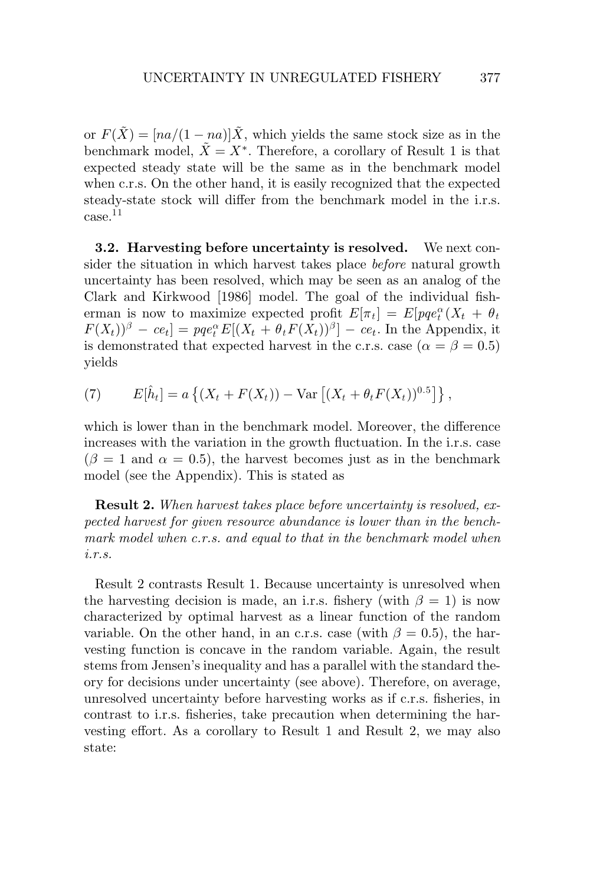or $F(\tilde{X}) = [na/(1-na)]\tilde{X}$, which yields the same stock size as in the benchmark model, $\tilde{X} = X^*$. Therefore, a corollary of Result 1 is that expected steady state will be the same as in the benchmark model when c.r.s. On the other hand, it is easily recognized that the expected steady-state stock will differ from the benchmark model in the i.r.s. case.[11]

**3.2. Harvesting before uncertainty is resolved.** We next consider the situation in which harvest takes place *before* natural growth uncertainty has been resolved, which may be seen as an analog of the Clark and Kirkwood [1986] model. The goal of the individual fisherman is now to maximize expected profit $E[\pi_t] = E[pqe_t^{\alpha}(X_t + \theta_t F(X_t))^{\beta} - ce_t] = pqe_t^{\alpha}E[(X_t + \theta_t F(X_t))^{\beta}] - ce_t$. In the Appendix, it is demonstrated that expected harvest in the c.r.s. case ($\alpha = \beta = 0.5$) yields

$$E[\hat{h}_t] = a\left\{(X_t + F(X_t)) - \mathrm{Var}\left[(X_t + \theta_t F(X_t))^{0.5}\right]\right\}, \tag{7}$$

which is lower than in the benchmark model. Moreover, the difference increases with the variation in the growth fluctuation. In the i.r.s. case ($\beta = 1$ and $\alpha = 0.5$), the harvest becomes just as in the benchmark model (see the Appendix). This is stated as

**Result 2.** *When harvest takes place before uncertainty is resolved, expected harvest for given resource abundance is lower than in the benchmark model when c.r.s. and equal to that in the benchmark model when i.r.s.*

Result 2 contrasts Result 1. Because uncertainty is unresolved when the harvesting decision is made, an i.r.s. fishery (with $\beta = 1$) is now characterized by optimal harvest as a linear function of the random variable. On the other hand, in an c.r.s. case (with $\beta = 0.5$), the harvesting function is concave in the random variable. Again, the result stems from Jensen's inequality and has a parallel with the standard theory for decisions under uncertainty (see above). Therefore, on average, unresolved uncertainty before harvesting works as if c.r.s. fisheries, in contrast to i.r.s. fisheries, take precaution when determining the harvesting effort. As a corollary to Result 1 and Result 2, we may also state: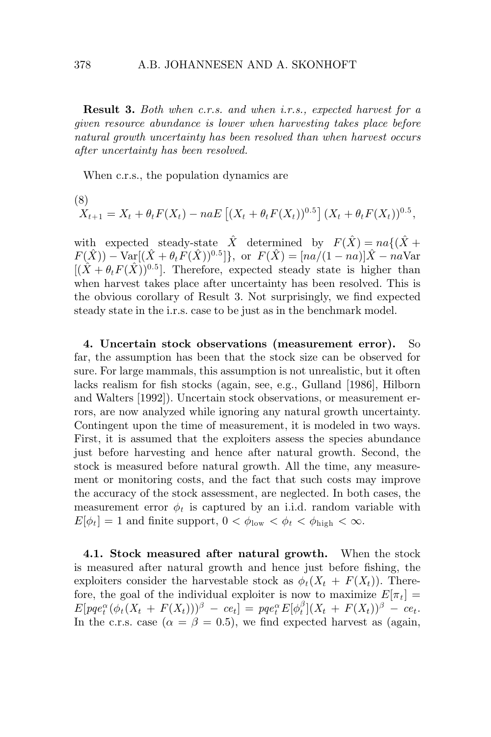**Result 3.** *Both when c.r.s. and when i.r.s., expected harvest for a given resource abundance is lower when harvesting takes place before natural growth uncertainty has been resolved than when harvest occurs after uncertainty has been resolved.*

When c.r.s., the population dynamics are

$$X_{t+1} = X_t + \theta_t F(X_t) - naE\left[(X_t + \theta_t F(X_t))^{0.5}\right](X_t + \theta_t F(X_t))^{0.5}, \tag{8}$$

with expected steady-state $\hat{X}$ determined by $F(\hat{X}) = na\{(\hat{X} + F(\hat{X})) - \text{Var}[(\hat{X} + \theta_t F(\hat{X}))^{0.5}]\}$, or $F(\hat{X}) = [na/(1-na)]\hat{X} - na\text{Var}[(\hat{X} + \theta_t F(\hat{X}))^{0.5}]$. Therefore, expected steady state is higher than when harvest takes place after uncertainty has been resolved. This is the obvious corollary of Result 3. Not surprisingly, we find expected steady state in the i.r.s. case to be just as in the benchmark model.

**4. Uncertain stock observations (measurement error).** So far, the assumption has been that the stock size can be observed for sure. For large mammals, this assumption is not unrealistic, but it often lacks realism for fish stocks (again, see, e.g., Gulland [1986], Hilborn and Walters [1992]). Uncertain stock observations, or measurement errors, are now analyzed while ignoring any natural growth uncertainty. Contingent upon the time of measurement, it is modeled in two ways. First, it is assumed that the exploiters assess the species abundance just before harvesting and hence after natural growth. Second, the stock is measured before natural growth. All the time, any measurement or monitoring costs, and the fact that such costs may improve the accuracy of the stock assessment, are neglected. In both cases, the measurement error $\phi_t$ is captured by an i.i.d. random variable with $E[\phi_t] = 1$ and finite support, $0 < \phi_{\text{low}} < \phi_t < \phi_{\text{high}} < \infty$.

**4.1. Stock measured after natural growth.** When the stock is measured after natural growth and hence just before fishing, the exploiters consider the harvestable stock as $\phi_t(X_t + F(X_t))$. Therefore, the goal of the individual exploiter is now to maximize $E[\pi_t] = E[pqe_t^{\alpha}(\phi_t(X_t + F(X_t)))^{\beta} - ce_t] = pqe_t^{\alpha}E[\phi_t^{\beta}](X_t + F(X_t))^{\beta} - ce_t$. In the c.r.s. case ($\alpha = \beta = 0.5$), we find expected harvest as (again,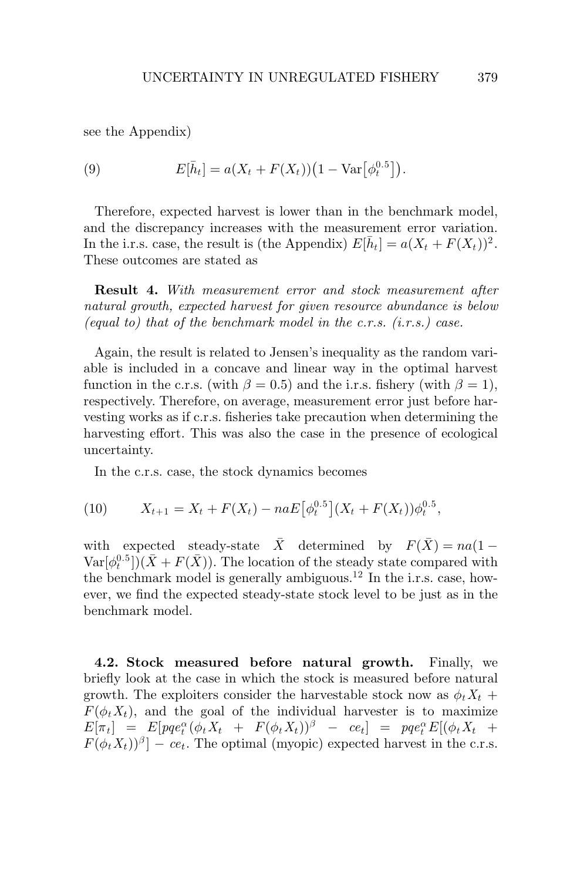see the Appendix)

$$E[\bar{h}_t] = a(X_t + F(X_t))\left(1 - \mathrm{Var}\left[\phi_t^{0.5}\right]\right). \tag{9}$$

Therefore, expected harvest is lower than in the benchmark model, and the discrepancy increases with the measurement error variation. In the i.r.s. case, the result is (the Appendix) $E[\bar{h}_t] = a(X_t + F(X_t))^2$. These outcomes are stated as

**Result 4.** *With measurement error and stock measurement after natural growth, expected harvest for given resource abundance is below (equal to) that of the benchmark model in the c.r.s. (i.r.s.) case.*

Again, the result is related to Jensen's inequality as the random variable is included in a concave and linear way in the optimal harvest function in the c.r.s. (with $\beta = 0.5$) and the i.r.s. fishery (with $\beta = 1$), respectively. Therefore, on average, measurement error just before harvesting works as if c.r.s. fisheries take precaution when determining the harvesting effort. This was also the case in the presence of ecological uncertainty.

In the c.r.s. case, the stock dynamics becomes

$$X_{t+1} = X_t + F(X_t) - naE\left[\phi_t^{0.5}\right](X_t + F(X_t))\phi_t^{0.5}, \tag{10}$$

with expected steady-state $\bar{X}$ determined by $F(\bar{X}) = na(1 - \mathrm{Var}[\phi_t^{0.5}])(\bar{X} + F(\bar{X}))$. The location of the steady state compared with the benchmark model is generally ambiguous.[12] In the i.r.s. case, however, we find the expected steady-state stock level to be just as in the benchmark model.

### 4.2. Stock measured before natural growth.

Finally, we briefly look at the case in which the stock is measured before natural growth. The exploiters consider the harvestable stock now as $\phi_t X_t + F(\phi_t X_t)$, and the goal of the individual harvester is to maximize $E[\pi_t] = E[pqe_t^\alpha(\phi_t X_t + F(\phi_t X_t))^\beta - ce_t] = pqe_t^\alpha E[(\phi_t X_t + F(\phi_t X_t))^\beta] - ce_t$. The optimal (myopic) expected harvest in the c.r.s.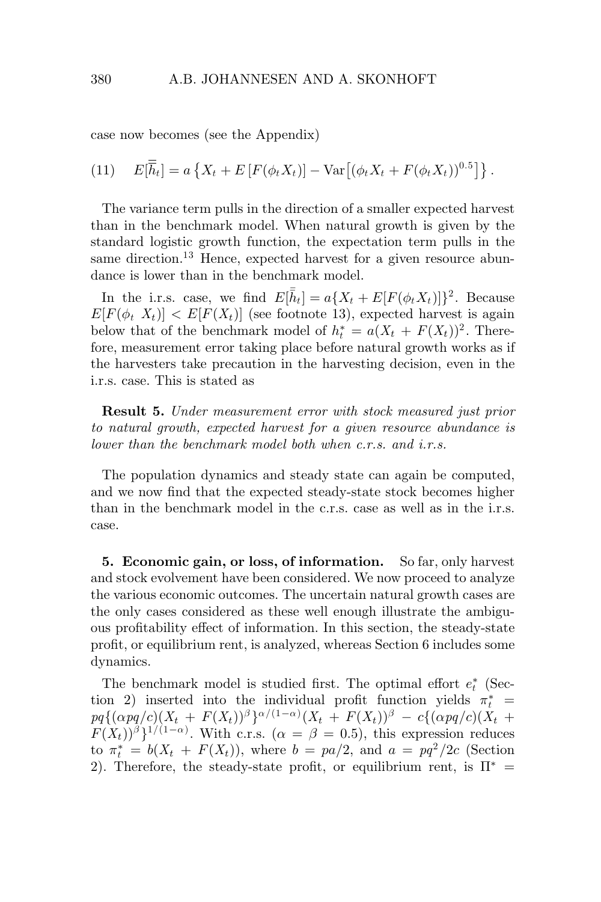case now becomes (see the Appendix)

$$(11) \quad E[\overline{\overline{h}}_t] = a\left\{X_t + E\left[F(\phi_t X_t)\right] - \text{Var}\left[(\phi_t X_t + F(\phi_t X_t))^{0.5}\right]\right\}.$$

The variance term pulls in the direction of a smaller expected harvest than in the benchmark model. When natural growth is given by the standard logistic growth function, the expectation term pulls in the same direction.[13] Hence, expected harvest for a given resource abundance is lower than in the benchmark model.

In the i.r.s. case, we find $E[\bar{\bar{h}}_t] = a\{X_t + E[F(\phi_t X_t)]\}^2$. Because $E[F(\phi_t\ X_t)] < E[F(X_t)]$ (see footnote 13), expected harvest is again below that of the benchmark model of $h_t^* = a(X_t + F(X_t))^2$. Therefore, measurement error taking place before natural growth works as if the harvesters take precaution in the harvesting decision, even in the i.r.s. case. This is stated as

**Result 5.** *Under measurement error with stock measured just prior to natural growth, expected harvest for a given resource abundance is lower than the benchmark model both when c.r.s. and i.r.s.*

The population dynamics and steady state can again be computed, and we now find that the expected steady-state stock becomes higher than in the benchmark model in the c.r.s. case as well as in the i.r.s. case.

**5. Economic gain, or loss, of information.** So far, only harvest and stock evolvement have been considered. We now proceed to analyze the various economic outcomes. The uncertain natural growth cases are the only cases considered as these well enough illustrate the ambiguous profitability effect of information. In this section, the steady-state profit, or equilibrium rent, is analyzed, whereas Section 6 includes some dynamics.

The benchmark model is studied first. The optimal effort $e_t^*$ (Section 2) inserted into the individual profit function yields $\pi_t^* = pq\{(\alpha pq/c)(X_t + F(X_t))^{\beta}\}^{\alpha/(1-\alpha)}(X_t + F(X_t))^{\beta} - c\{(\alpha pq/c)(X_t + F(X_t))^{\beta}\}^{1/(1-\alpha)}$. With c.r.s. ($\alpha = \beta = 0.5$), this expression reduces to $\pi_t^* = b(X_t + F(X_t))$, where $b = pa/2$, and $a = pq^2/2c$ (Section 2). Therefore, the steady-state profit, or equilibrium rent, is $\Pi^* =$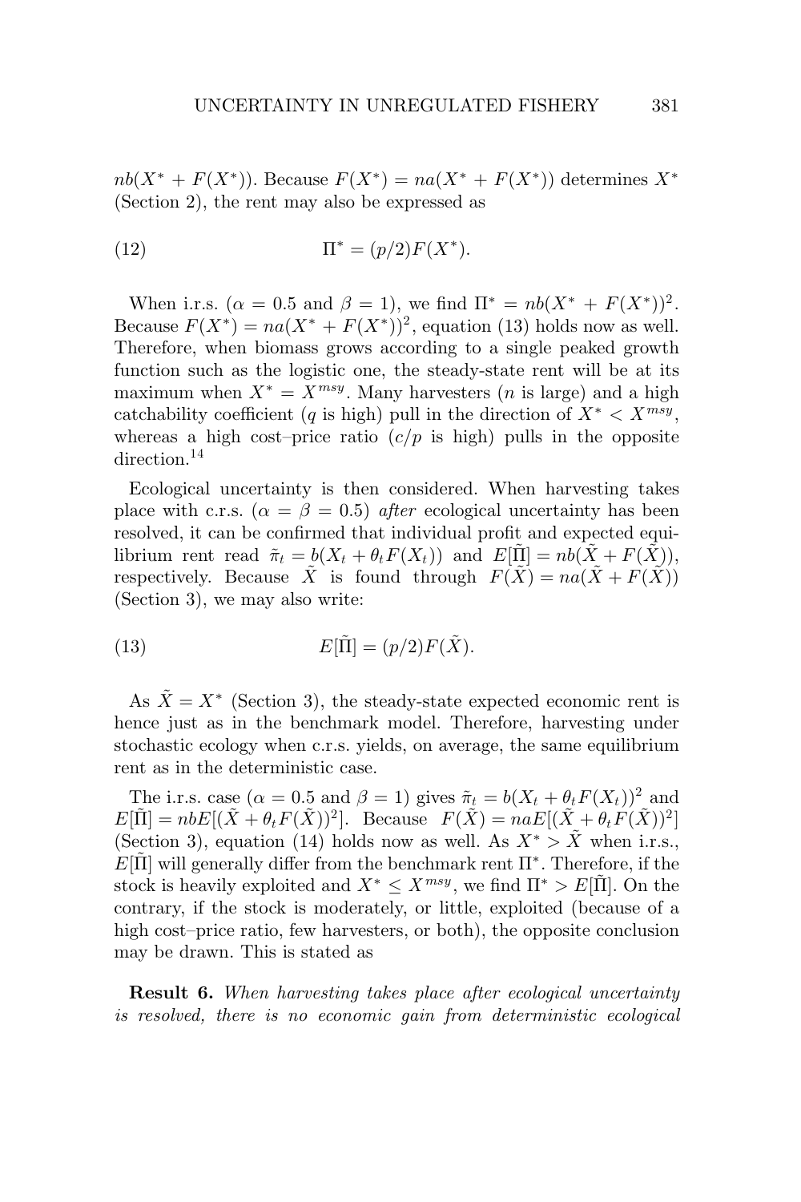$nb(X^* + F(X^*))$. Because $F(X^*) = na(X^* + F(X^*))$ determines $X^*$ (Section 2), the rent may also be expressed as

$$\Pi^* = (p/2)F(X^*). \tag{12}$$

When i.r.s. ($\alpha = 0.5$ and $\beta = 1$), we find $\Pi^* = nb(X^* + F(X^*))^2$. Because $F(X^*) = na(X^* + F(X^*))^2$, equation (13) holds now as well. Therefore, when biomass grows according to a single peaked growth function such as the logistic one, the steady-state rent will be at its maximum when $X^* = X^{msy}$. Many harvesters ($n$ is large) and a high catchability coefficient ($q$ is high) pull in the direction of $X^* < X^{msy}$, whereas a high cost–price ratio ($c/p$ is high) pulls in the opposite direction.[14]

Ecological uncertainty is then considered. When harvesting takes place with c.r.s. ($\alpha = \beta = 0.5$) *after* ecological uncertainty has been resolved, it can be confirmed that individual profit and expected equilibrium rent read $\tilde{\pi}_t = b(X_t + \theta_t F(X_t))$ and $E[\tilde{\Pi}] = nb(\tilde{X} + F(\tilde{X}))$, respectively. Because $\tilde{X}$ is found through $F(\tilde{X}) = na(\tilde{X} + F(\tilde{X}))$ (Section 3), we may also write:

$$E[\tilde{\Pi}] = (p/2)F(\tilde{X}). \tag{13}$$

As $\tilde{X} = X^*$ (Section 3), the steady-state expected economic rent is hence just as in the benchmark model. Therefore, harvesting under stochastic ecology when c.r.s. yields, on average, the same equilibrium rent as in the deterministic case.

The i.r.s. case ($\alpha = 0.5$ and $\beta = 1$) gives $\tilde{\pi}_t = b(X_t + \theta_t F(X_t))^2$ and $E[\tilde{\Pi}] = nbE[(\tilde{X} + \theta_t F(\tilde{X}))^2]$. Because $F(\tilde{X}) = naE[(\tilde{X} + \theta_t F(\tilde{X}))^2]$ (Section 3), equation (14) holds now as well. As $X^* > \tilde{X}$ when i.r.s., $E[\tilde{\Pi}]$ will generally differ from the benchmark rent $\Pi^*$. Therefore, if the stock is heavily exploited and $X^* \leq X^{msy}$, we find $\Pi^* > E[\tilde{\Pi}]$. On the contrary, if the stock is moderately, or little, exploited (because of a high cost–price ratio, few harvesters, or both), the opposite conclusion may be drawn. This is stated as

**Result 6.** *When harvesting takes place after ecological uncertainty is resolved, there is no economic gain from deterministic ecological*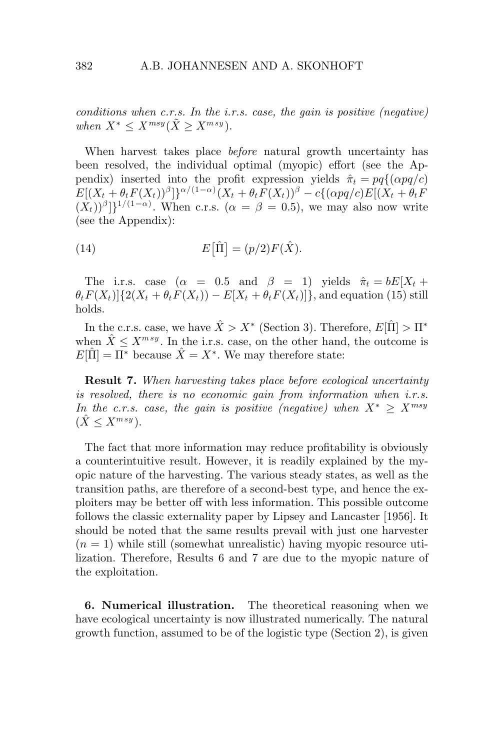*conditions when c.r.s. In the i.r.s. case, the gain is positive (negative) when $X^* \leq X^{msy} (\tilde{X} \geq X^{msy})$.*

When harvest takes place *before* natural growth uncertainty has been resolved, the individual optimal (myopic) effort (see the Appendix) inserted into the profit expression yields $\hat{\pi}_t = pq\{(\alpha pq/c) E[(X_t + \theta_t F(X_t))^\beta]\}^{\alpha/(1-\alpha)}(X_t + \theta_t F(X_t))^\beta - c\{(\alpha pq/c)E[(X_t + \theta_t F(X_t))^\beta]\}^{1/(1-\alpha)}$. When c.r.s. ($\alpha = \beta = 0.5$), we may also now write (see the Appendix):

$$E\big[\hat{\Pi}\big] = (p/2)F(\hat{X}). \tag{14}$$

The i.r.s. case ($\alpha = 0.5$ and $\beta = 1$) yields $\hat{\pi}_t = bE[X_t + \theta_t F(X_t)]\{2(X_t + \theta_t F(X_t)) - E[X_t + \theta_t F(X_t)]\}$, and equation (15) still holds.

In the c.r.s. case, we have $\hat{X} > X^*$ (Section 3). Therefore, $E[\hat{\Pi}] > \Pi^*$ when $\hat{X} \leq X^{msy}$. In the i.r.s. case, on the other hand, the outcome is $E[\hat{\Pi}] = \Pi^*$ because $\hat{X} = X^*$. We may therefore state:

**Result 7.** *When harvesting takes place before ecological uncertainty is resolved, there is no economic gain from information when i.r.s. In the c.r.s. case, the gain is positive (negative) when $X^* \geq X^{msy}$ ($\hat{X} \leq X^{msy}$).*

The fact that more information may reduce profitability is obviously a counterintuitive result. However, it is readily explained by the myopic nature of the harvesting. The various steady states, as well as the transition paths, are therefore of a second-best type, and hence the exploiters may be better off with less information. This possible outcome follows the classic externality paper by Lipsey and Lancaster [1956]. It should be noted that the same results prevail with just one harvester ($n = 1$) while still (somewhat unrealistic) having myopic resource utilization. Therefore, Results 6 and 7 are due to the myopic nature of the exploitation.

**6. Numerical illustration.** The theoretical reasoning when we have ecological uncertainty is now illustrated numerically. The natural growth function, assumed to be of the logistic type (Section 2), is given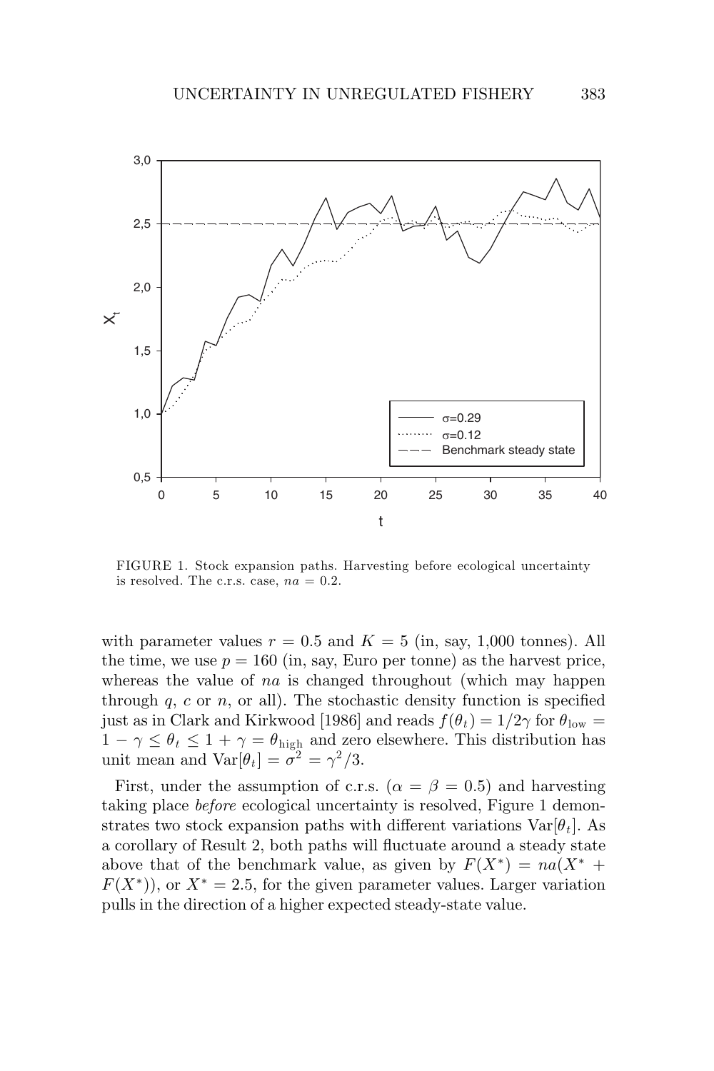FIGURE 1. Stock expansion paths. Harvesting before ecological uncertainty is resolved. The c.r.s. case, $na = 0.2$.

with parameter values $r = 0.5$ and $K = 5$ (in, say, 1,000 tonnes). All the time, we use $p = 160$ (in, say, Euro per tonne) as the harvest price, whereas the value of $na$ is changed throughout (which may happen through $q$, $c$ or $n$, or all). The stochastic density function is specified just as in Clark and Kirkwood [1986] and reads $f(\theta_t) = 1/2\gamma$ for $\theta_{\text{low}} = 1 - \gamma \leq \theta_t \leq 1 + \gamma = \theta_{\text{high}}$ and zero elsewhere. This distribution has unit mean and $\text{Var}[\theta_t] = \sigma^2 = \gamma^2/3$.

First, under the assumption of c.r.s. ($\alpha = \beta = 0.5$) and harvesting taking place *before* ecological uncertainty is resolved, Figure 1 demonstrates two stock expansion paths with different variations $\text{Var}[\theta_t]$. As a corollary of Result 2, both paths will fluctuate around a steady state above that of the benchmark value, as given by $F(X^*) = na(X^* + F(X^*))$, or $X^* = 2.5$, for the given parameter values. Larger variation pulls in the direction of a higher expected steady-state value.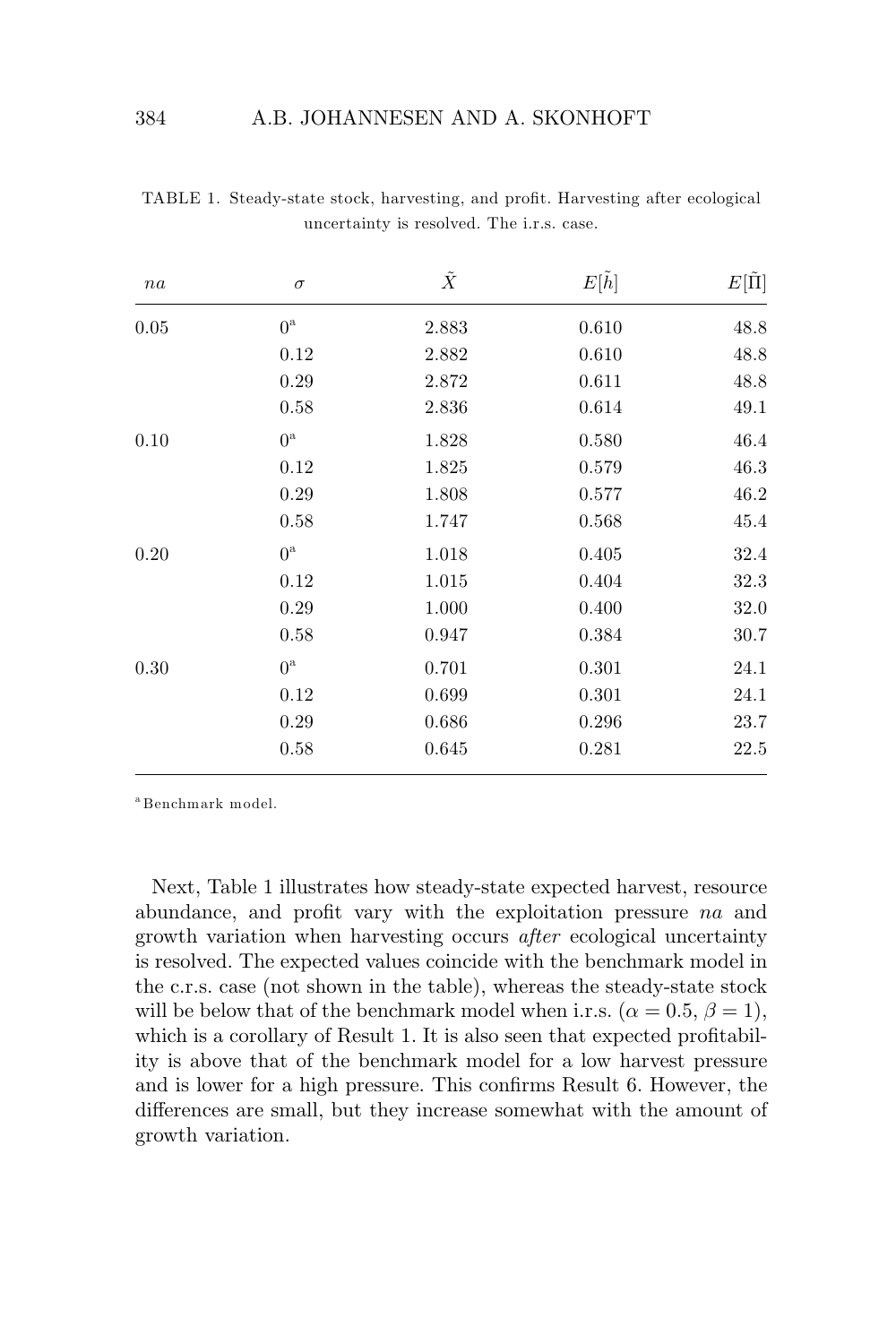TABLE 1. Steady-state stock, harvesting, and profit. Harvesting after ecological uncertainty is resolved. The i.r.s. case.

| $na$ | $\sigma$ | $\tilde{X}$ | $E[\tilde{h}]$ | $E[\tilde{\Pi}]$ |
|---|---|---|---|---|
| 0.05 | 0[a] | 2.883 | 0.610 | 48.8 |
| | 0.12 | 2.882 | 0.610 | 48.8 |
| | 0.29 | 2.872 | 0.611 | 48.8 |
| | 0.58 | 2.836 | 0.614 | 49.1 |
| 0.10 | 0[a] | 1.828 | 0.580 | 46.4 |
| | 0.12 | 1.825 | 0.579 | 46.3 |
| | 0.29 | 1.808 | 0.577 | 46.2 |
| | 0.58 | 1.747 | 0.568 | 45.4 |
| 0.20 | 0[a] | 1.018 | 0.405 | 32.4 |
| | 0.12 | 1.015 | 0.404 | 32.3 |
| | 0.29 | 1.000 | 0.400 | 32.0 |
| | 0.58 | 0.947 | 0.384 | 30.7 |
| 0.30 | 0[a] | 0.701 | 0.301 | 24.1 |
| | 0.12 | 0.699 | 0.301 | 24.1 |
| | 0.29 | 0.686 | 0.296 | 23.7 |
| | 0.58 | 0.645 | 0.281 | 22.5 |

[a] Benchmark model.

Next, Table 1 illustrates how steady-state expected harvest, resource abundance, and profit vary with the exploitation pressure $na$ and growth variation when harvesting occurs *after* ecological uncertainty is resolved. The expected values coincide with the benchmark model in the c.r.s. case (not shown in the table), whereas the steady-state stock will be below that of the benchmark model when i.r.s. ($\alpha = 0.5$, $\beta = 1$), which is a corollary of Result 1. It is also seen that expected profitability is above that of the benchmark model for a low harvest pressure and is lower for a high pressure. This confirms Result 6. However, the differences are small, but they increase somewhat with the amount of growth variation.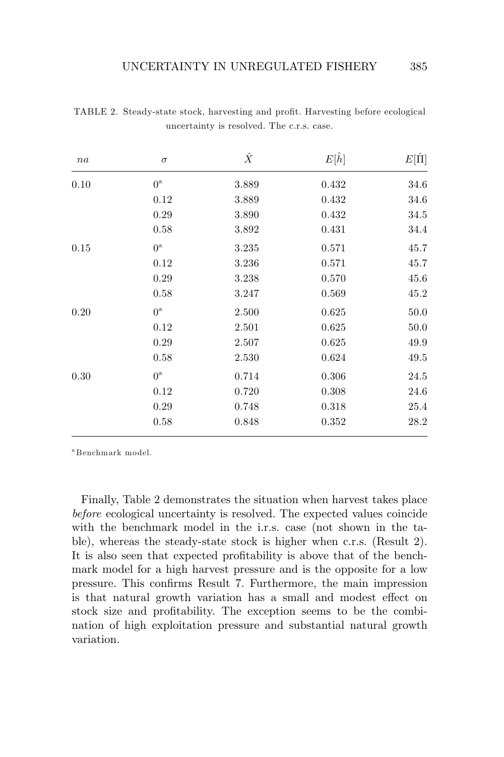TABLE 2. Steady-state stock, harvesting and profit. Harvesting before ecological uncertainty is resolved. The c.r.s. case.

| $na$ | $\sigma$ | $\hat{X}$ | $E[\hat{h}]$ | $E[\hat{\Pi}]$ |
|---|---|---|---|---|
| 0.10 | 0[a] | 3.889 | 0.432 | 34.6 |
| | 0.12 | 3.889 | 0.432 | 34.6 |
| | 0.29 | 3.890 | 0.432 | 34.5 |
| | 0.58 | 3.892 | 0.431 | 34.4 |
| 0.15 | 0[a] | 3.235 | 0.571 | 45.7 |
| | 0.12 | 3.236 | 0.571 | 45.7 |
| | 0.29 | 3.238 | 0.570 | 45.6 |
| | 0.58 | 3.247 | 0.569 | 45.2 |
| 0.20 | 0[a] | 2.500 | 0.625 | 50.0 |
| | 0.12 | 2.501 | 0.625 | 50.0 |
| | 0.29 | 2.507 | 0.625 | 49.9 |
| | 0.58 | 2.530 | 0.624 | 49.5 |
| 0.30 | 0[a] | 0.714 | 0.306 | 24.5 |
| | 0.12 | 0.720 | 0.308 | 24.6 |
| | 0.29 | 0.748 | 0.318 | 25.4 |
| | 0.58 | 0.848 | 0.352 | 28.2 |

[a] Benchmark model.

Finally, Table 2 demonstrates the situation when harvest takes place *before* ecological uncertainty is resolved. The expected values coincide with the benchmark model in the i.r.s. case (not shown in the table), whereas the steady-state stock is higher when c.r.s. (Result 2). It is also seen that expected profitability is above that of the benchmark model for a high harvest pressure and is the opposite for a low pressure. This confirms Result 7. Furthermore, the main impression is that natural growth variation has a small and modest effect on stock size and profitability. The exception seems to be the combination of high exploitation pressure and substantial natural growth variation.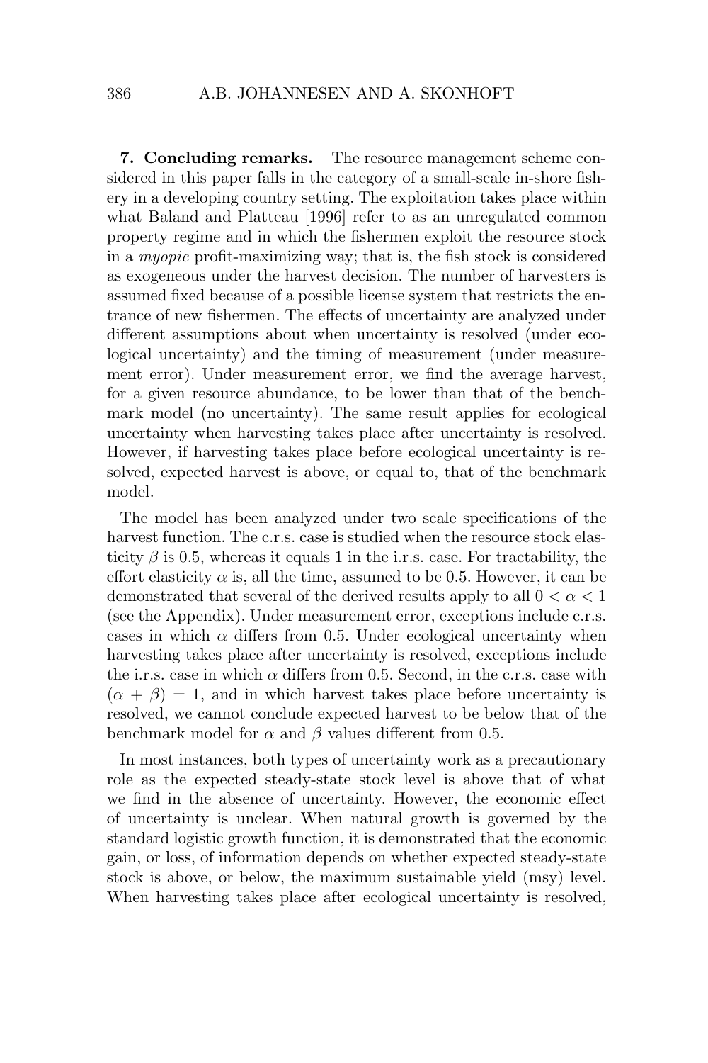**7. Concluding remarks.** The resource management scheme considered in this paper falls in the category of a small-scale in-shore fishery in a developing country setting. The exploitation takes place within what Baland and Platteau [1996] refer to as an unregulated common property regime and in which the fishermen exploit the resource stock in a *myopic* profit-maximizing way; that is, the fish stock is considered as exogeneous under the harvest decision. The number of harvesters is assumed fixed because of a possible license system that restricts the entrance of new fishermen. The effects of uncertainty are analyzed under different assumptions about when uncertainty is resolved (under ecological uncertainty) and the timing of measurement (under measurement error). Under measurement error, we find the average harvest, for a given resource abundance, to be lower than that of the benchmark model (no uncertainty). The same result applies for ecological uncertainty when harvesting takes place after uncertainty is resolved. However, if harvesting takes place before ecological uncertainty is resolved, expected harvest is above, or equal to, that of the benchmark model.

The model has been analyzed under two scale specifications of the harvest function. The c.r.s. case is studied when the resource stock elasticity $\beta$ is 0.5, whereas it equals 1 in the i.r.s. case. For tractability, the effort elasticity $\alpha$ is, all the time, assumed to be 0.5. However, it can be demonstrated that several of the derived results apply to all $0 < \alpha < 1$ (see the Appendix). Under measurement error, exceptions include c.r.s. cases in which $\alpha$ differs from 0.5. Under ecological uncertainty when harvesting takes place after uncertainty is resolved, exceptions include the i.r.s. case in which $\alpha$ differs from 0.5. Second, in the c.r.s. case with $(\alpha + \beta) = 1$, and in which harvest takes place before uncertainty is resolved, we cannot conclude expected harvest to be below that of the benchmark model for $\alpha$ and $\beta$ values different from 0.5.

In most instances, both types of uncertainty work as a precautionary role as the expected steady-state stock level is above that of what we find in the absence of uncertainty. However, the economic effect of uncertainty is unclear. When natural growth is governed by the standard logistic growth function, it is demonstrated that the economic gain, or loss, of information depends on whether expected steady-state stock is above, or below, the maximum sustainable yield (msy) level. When harvesting takes place after ecological uncertainty is resolved,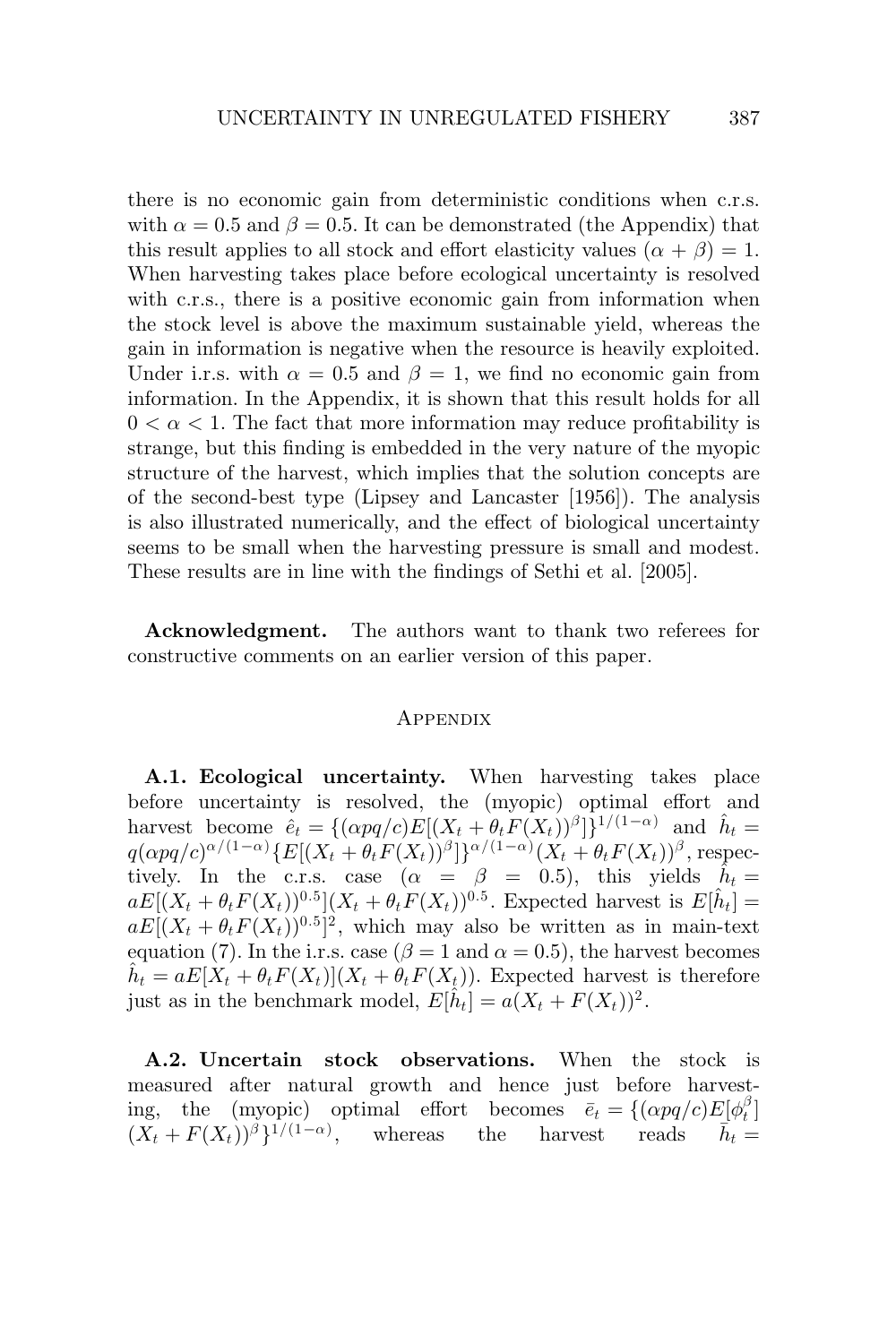there is no economic gain from deterministic conditions when c.r.s. with $\alpha = 0.5$ and $\beta = 0.5$. It can be demonstrated (the Appendix) that this result applies to all stock and effort elasticity values $(\alpha + \beta) = 1$. When harvesting takes place before ecological uncertainty is resolved with c.r.s., there is a positive economic gain from information when the stock level is above the maximum sustainable yield, whereas the gain in information is negative when the resource is heavily exploited. Under i.r.s. with $\alpha = 0.5$ and $\beta = 1$, we find no economic gain from information. In the Appendix, it is shown that this result holds for all $0 < \alpha < 1$. The fact that more information may reduce profitability is strange, but this finding is embedded in the very nature of the myopic structure of the harvest, which implies that the solution concepts are of the second-best type (Lipsey and Lancaster [1956]). The analysis is also illustrated numerically, and the effect of biological uncertainty seems to be small when the harvesting pressure is small and modest. These results are in line with the findings of Sethi et al. [2005].

**Acknowledgment.** The authors want to thank two referees for constructive comments on an earlier version of this paper.

## Appendix

**A.1. Ecological uncertainty.** When harvesting takes place before uncertainty is resolved, the (myopic) optimal effort and harvest become $\hat{e}_t = \{(\alpha pq/c)E[(X_t + \theta_t F(X_t))^{\beta}]\}^{1/(1-\alpha)}$ and $\hat{h}_t = q(\alpha pq/c)^{\alpha/(1-\alpha)}\{E[(X_t + \theta_t F(X_t))^{\beta}]\}^{\alpha/(1-\alpha)}(X_t + \theta_t F(X_t))^{\beta}$, respectively. In the c.r.s. case ($\alpha = \beta = 0.5$), this yields $\hat{h}_t = aE[(X_t + \theta_t F(X_t))^{0.5}](X_t + \theta_t F(X_t))^{0.5}$. Expected harvest is $E[\hat{h}_t] = aE[(X_t + \theta_t F(X_t))^{0.5}]^2$, which may also be written as in main-text equation (7). In the i.r.s. case ($\beta = 1$ and $\alpha = 0.5$), the harvest becomes $\hat{h}_t = aE[X_t + \theta_t F(X_t)](X_t + \theta_t F(X_t))$. Expected harvest is therefore just as in the benchmark model, $E[\hat{h}_t] = a(X_t + F(X_t))^2$.

**A.2. Uncertain stock observations.** When the stock is measured after natural growth and hence just before harvesting, the (myopic) optimal effort becomes $\bar{e}_t = \{(\alpha pq/c)E[\phi_t^{\beta}](X_t + F(X_t))^{\beta}\}^{1/(1-\alpha)}$, whereas the harvest reads $\bar{h}_t =$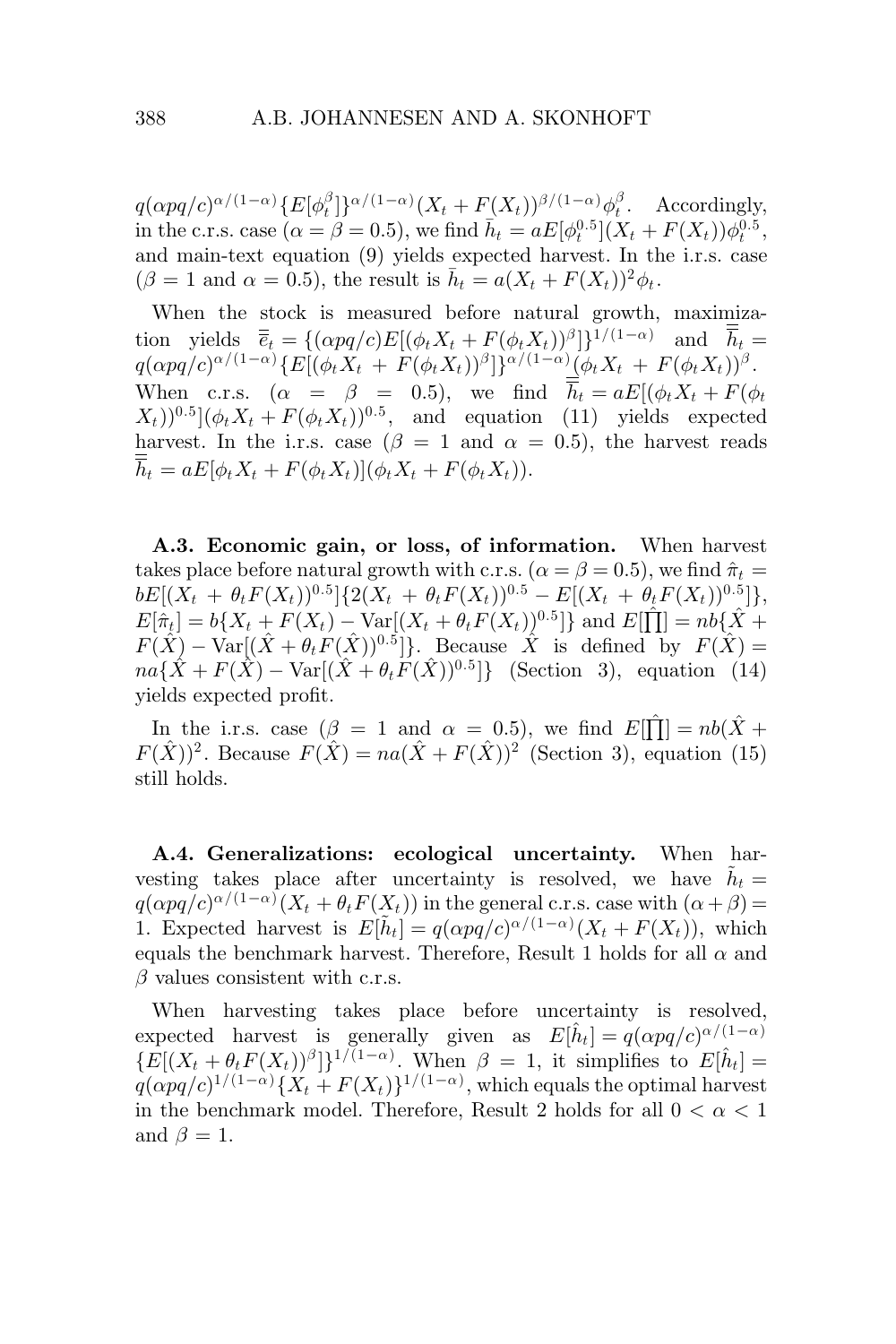$q(\alpha pq/c)^{\alpha/(1-\alpha)}\{E[\phi_t^{\beta}]\}^{\alpha/(1-\alpha)}(X_t + F(X_t))^{\beta/(1-\alpha)}\phi_t^{\beta}$. Accordingly, in the c.r.s. case ($\alpha = \beta = 0.5$), we find $\bar{h}_t = aE[\phi_t^{0.5}](X_t + F(X_t))\phi_t^{0.5}$, and main-text equation (9) yields expected harvest. In the i.r.s. case ($\beta = 1$ and $\alpha = 0.5$), the result is $\bar{h}_t = a(X_t + F(X_t))^2\phi_t$.

When the stock is measured before natural growth, maximization yields $\bar{\bar{e}}_t = \{(\alpha pq/c)E[(\phi_t X_t + F(\phi_t X_t))^{\beta}]\}^{1/(1-\alpha)}$ and $\bar{\bar{h}}_t = q(\alpha pq/c)^{\alpha/(1-\alpha)}\{E[(\phi_t X_t + F(\phi_t X_t))^{\beta}]\}^{\alpha/(1-\alpha)}(\phi_t X_t + F(\phi_t X_t))^{\beta}$. When c.r.s. ($\alpha = \beta = 0.5$), we find $\bar{\bar{h}}_t = aE[(\phi_t X_t + F(\phi_t X_t))^{0.5}](\phi_t X_t + F(\phi_t X_t))^{0.5}$, and equation (11) yields expected harvest. In the i.r.s. case ($\beta = 1$ and $\alpha = 0.5$), the harvest reads $\bar{\bar{h}}_t = aE[\phi_t X_t + F(\phi_t X_t)](\phi_t X_t + F(\phi_t X_t))$.

**A.3. Economic gain, or loss, of information.** When harvest takes place before natural growth with c.r.s. ($\alpha = \beta = 0.5$), we find $\hat{\pi}_t = bE[(X_t + \theta_t F(X_t))^{0.5}]\{2(X_t + \theta_t F(X_t))^{0.5} - E[(X_t + \theta_t F(X_t))^{0.5}]\}$, $E[\hat{\pi}_t] = b\{X_t + F(X_t) - \mathrm{Var}[(X_t + \theta_t F(X_t))^{0.5}]\}$ and $E[\hat{\prod}] = nb\{\hat{X} + F(\hat{X}) - \mathrm{Var}[(\hat{X} + \theta_t F(\hat{X}))^{0.5}]\}$. Because $\hat{X}$ is defined by $F(\hat{X}) = na\{\hat{X} + F(\hat{X}) - \mathrm{Var}[(\hat{X} + \theta_t F(\hat{X}))^{0.5}]\}$ (Section 3), equation (14) yields expected profit.

In the i.r.s. case ($\beta = 1$ and $\alpha = 0.5$), we find $E[\hat{\prod}] = nb(\hat{X} + F(\hat{X}))^2$. Because $F(\hat{X}) = na(\hat{X} + F(\hat{X}))^2$ (Section 3), equation (15) still holds.

**A.4. Generalizations: ecological uncertainty.** When harvesting takes place after uncertainty is resolved, we have $\tilde{h}_t = q(\alpha pq/c)^{\alpha/(1-\alpha)}(X_t + \theta_t F(X_t))$ in the general c.r.s. case with $(\alpha + \beta) = 1$. Expected harvest is $E[\tilde{h}_t] = q(\alpha pq/c)^{\alpha/(1-\alpha)}(X_t + F(X_t))$, which equals the benchmark harvest. Therefore, Result 1 holds for all $\alpha$ and $\beta$ values consistent with c.r.s.

When harvesting takes place before uncertainty is resolved, expected harvest is generally given as $E[\hat{h}_t] = q(\alpha pq/c)^{\alpha/(1-\alpha)}\{E[(X_t + \theta_t F(X_t))^{\beta}]\}^{1/(1-\alpha)}$. When $\beta = 1$, it simplifies to $E[\hat{h}_t] = q(\alpha pq/c)^{1/(1-\alpha)}\{X_t + F(X_t)\}^{1/(1-\alpha)}$, which equals the optimal harvest in the benchmark model. Therefore, Result 2 holds for all $0 < \alpha < 1$ and $\beta = 1$.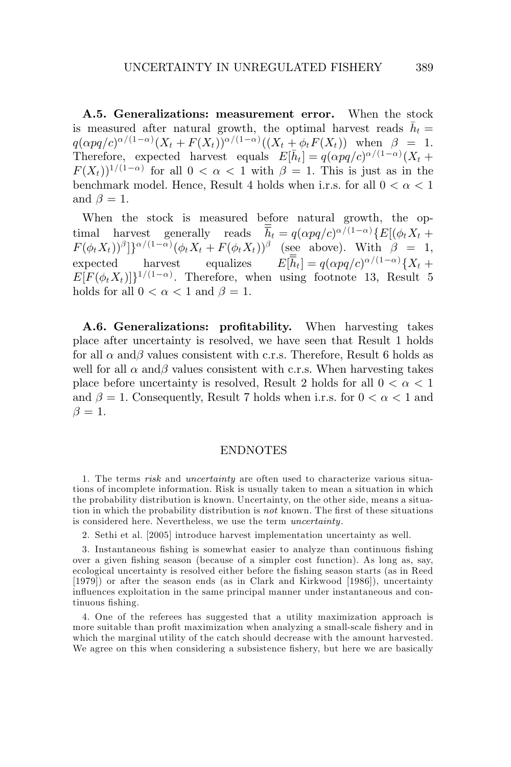**A.5. Generalizations: measurement error.** When the stock is measured after natural growth, the optimal harvest reads $\bar{h}_t = q(\alpha pq/c)^{\alpha/(1-\alpha)}(X_t + F(X_t))^{\alpha/(1-\alpha)}((X_t + \phi_t F(X_t))$ when $\beta = 1$. Therefore, expected harvest equals $E[\bar{h}_t] = q(\alpha pq/c)^{\alpha/(1-\alpha)}(X_t + F(X_t))^{1/(1-\alpha)}$ for all $0 < \alpha < 1$ with $\beta = 1$. This is just as in the benchmark model. Hence, Result 4 holds when i.r.s. for all $0 < \alpha < 1$ and $\beta = 1$.

When the stock is measured before natural growth, the optimal harvest generally reads $\bar{\bar{h}}_t = q(\alpha pq/c)^{\alpha/(1-\alpha)}\{E[(\phi_t X_t + F(\phi_t X_t))^{\beta}]\}^{\alpha/(1-\alpha)}(\phi_t X_t + F(\phi_t X_t))^{\beta}$ (see above). With $\beta = 1$, expected harvest equalizes $E[\bar{\bar{h}}_t] = q(\alpha pq/c)^{\alpha/(1-\alpha)}\{X_t + E[F(\phi_t X_t)]\}^{1/(1-\alpha)}$. Therefore, when using footnote 13, Result 5 holds for all $0 < \alpha < 1$ and $\beta = 1$.

**A.6. Generalizations: profitability.** When harvesting takes place after uncertainty is resolved, we have seen that Result 1 holds for all $\alpha$ and $\beta$ values consistent with c.r.s. Therefore, Result 6 holds as well for all $\alpha$ and $\beta$ values consistent with c.r.s. When harvesting takes place before uncertainty is resolved, Result 2 holds for all $0 < \alpha < 1$ and $\beta = 1$. Consequently, Result 7 holds when i.r.s. for $0 < \alpha < 1$ and $\beta = 1$.

## ENDNOTES

1. The terms *risk* and *uncertainty* are often used to characterize various situations of incomplete information. Risk is usually taken to mean a situation in which the probability distribution is known. Uncertainty, on the other side, means a situation in which the probability distribution is *not* known. The first of these situations is considered here. Nevertheless, we use the term *uncertainty*.

2. Sethi et al. [2005] introduce harvest implementation uncertainty as well.

3. Instantaneous fishing is somewhat easier to analyze than continuous fishing over a given fishing season (because of a simpler cost function). As long as, say, ecological uncertainty is resolved either before the fishing season starts (as in Reed [1979]) or after the season ends (as in Clark and Kirkwood [1986]), uncertainty influences exploitation in the same principal manner under instantaneous and continuous fishing.

4. One of the referees has suggested that a utility maximization approach is more suitable than profit maximization when analyzing a small-scale fishery and in which the marginal utility of the catch should decrease with the amount harvested. We agree on this when considering a subsistence fishery, but here we are basically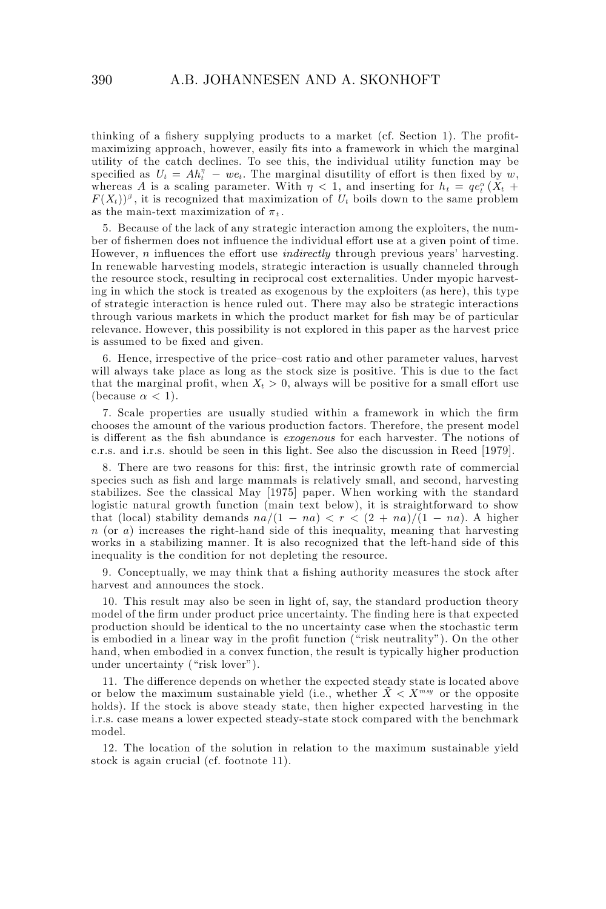thinking of a fishery supplying products to a market (cf. Section 1). The profit-maximizing approach, however, easily fits into a framework in which the marginal utility of the catch declines. To see this, the individual utility function may be specified as $U_t = Ah_t^\eta - we_t$. The marginal disutility of effort is then fixed by $w$, whereas $A$ is a scaling parameter. With $\eta < 1$, and inserting for $h_t = qe_t^\alpha(X_t + F(X_t))^\beta$, it is recognized that maximization of $U_t$ boils down to the same problem as the main-text maximization of $\pi_t$.

5. Because of the lack of any strategic interaction among the exploiters, the number of fishermen does not influence the individual effort use at a given point of time. However, $n$ influences the effort use *indirectly* through previous years' harvesting. In renewable harvesting models, strategic interaction is usually channeled through the resource stock, resulting in reciprocal cost externalities. Under myopic harvesting in which the stock is treated as exogenous by the exploiters (as here), this type of strategic interaction is hence ruled out. There may also be strategic interactions through various markets in which the product market for fish may be of particular relevance. However, this possibility is not explored in this paper as the harvest price is assumed to be fixed and given.

6. Hence, irrespective of the price–cost ratio and other parameter values, harvest will always take place as long as the stock size is positive. This is due to the fact that the marginal profit, when $X_t > 0$, always will be positive for a small effort use (because $\alpha < 1$).

7. Scale properties are usually studied within a framework in which the firm chooses the amount of the various production factors. Therefore, the present model is different as the fish abundance is *exogenous* for each harvester. The notions of c.r.s. and i.r.s. should be seen in this light. See also the discussion in Reed [1979].

8. There are two reasons for this: first, the intrinsic growth rate of commercial species such as fish and large mammals is relatively small, and second, harvesting stabilizes. See the classical May [1975] paper. When working with the standard logistic natural growth function (main text below), it is straightforward to show that (local) stability demands $na/(1 - na) < r < (2 + na)/(1 - na)$. A higher $n$ (or $a$) increases the right-hand side of this inequality, meaning that harvesting works in a stabilizing manner. It is also recognized that the left-hand side of this inequality is the condition for not depleting the resource.

9. Conceptually, we may think that a fishing authority measures the stock after harvest and announces the stock.

10. This result may also be seen in light of, say, the standard production theory model of the firm under product price uncertainty. The finding here is that expected production should be identical to the no uncertainty case when the stochastic term is embodied in a linear way in the profit function ("risk neutrality"). On the other hand, when embodied in a convex function, the result is typically higher production under uncertainty ("risk lover").

11. The difference depends on whether the expected steady state is located above or below the maximum sustainable yield (i.e., whether $\bar{X} < X^{msy}$ or the opposite holds). If the stock is above steady state, then higher expected harvesting in the i.r.s. case means a lower expected steady-state stock compared with the benchmark model.

12. The location of the solution in relation to the maximum sustainable yield stock is again crucial (cf. footnote 11).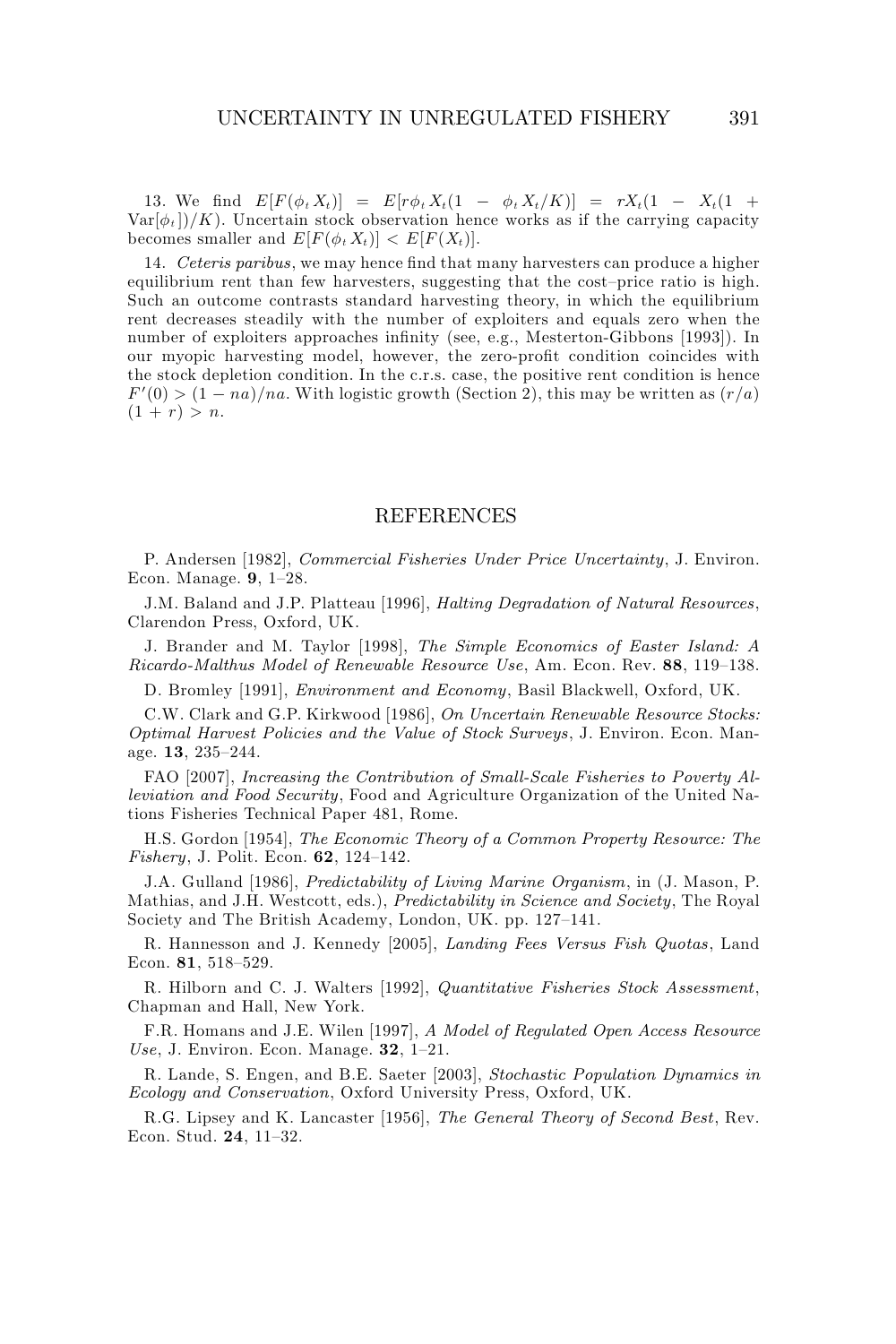13. We find $E[F(\phi_t X_t)] = E[r\phi_t X_t(1 - \phi_t X_t/K)] = rX_t(1 - X_t(1 + \text{Var}[\phi_t])/K)$. Uncertain stock observation hence works as if the carrying capacity becomes smaller and $E[F(\phi_t X_t)] < E[F(X_t)]$.

14. *Ceteris paribus*, we may hence find that many harvesters can produce a higher equilibrium rent than few harvesters, suggesting that the cost–price ratio is high. Such an outcome contrasts standard harvesting theory, in which the equilibrium rent decreases steadily with the number of exploiters and equals zero when the number of exploiters approaches infinity (see, e.g., Mesterton-Gibbons [1993]). In our myopic harvesting model, however, the zero-profit condition coincides with the stock depletion condition. In the c.r.s. case, the positive rent condition is hence $F'(0) > (1 - na)/na$. With logistic growth (Section 2), this may be written as $(r/a)(1 + r) > n$.

## REFERENCES

P. Andersen [1982], *Commercial Fisheries Under Price Uncertainty*, J. Environ. Econ. Manage. **9**, 1–28.

J.M. Baland and J.P. Platteau [1996], *Halting Degradation of Natural Resources*, Clarendon Press, Oxford, UK.

J. Brander and M. Taylor [1998], *The Simple Economics of Easter Island: A Ricardo-Malthus Model of Renewable Resource Use*, Am. Econ. Rev. **88**, 119–138.

D. Bromley [1991], *Environment and Economy*, Basil Blackwell, Oxford, UK.

C.W. Clark and G.P. Kirkwood [1986], *On Uncertain Renewable Resource Stocks: Optimal Harvest Policies and the Value of Stock Surveys*, J. Environ. Econ. Manage. **13**, 235–244.

FAO [2007], *Increasing the Contribution of Small-Scale Fisheries to Poverty Alleviation and Food Security*, Food and Agriculture Organization of the United Nations Fisheries Technical Paper 481, Rome.

H.S. Gordon [1954], *The Economic Theory of a Common Property Resource: The Fishery*, J. Polit. Econ. **62**, 124–142.

J.A. Gulland [1986], *Predictability of Living Marine Organism*, in (J. Mason, P. Mathias, and J.H. Westcott, eds.), *Predictability in Science and Society*, The Royal Society and The British Academy, London, UK. pp. 127–141.

R. Hannesson and J. Kennedy [2005], *Landing Fees Versus Fish Quotas*, Land Econ. **81**, 518–529.

R. Hilborn and C. J. Walters [1992], *Quantitative Fisheries Stock Assessment*, Chapman and Hall, New York.

F.R. Homans and J.E. Wilen [1997], *A Model of Regulated Open Access Resource Use*, J. Environ. Econ. Manage. **32**, 1–21.

R. Lande, S. Engen, and B.E. Saeter [2003], *Stochastic Population Dynamics in Ecology and Conservation*, Oxford University Press, Oxford, UK.

R.G. Lipsey and K. Lancaster [1956], *The General Theory of Second Best*, Rev. Econ. Stud. **24**, 11–32.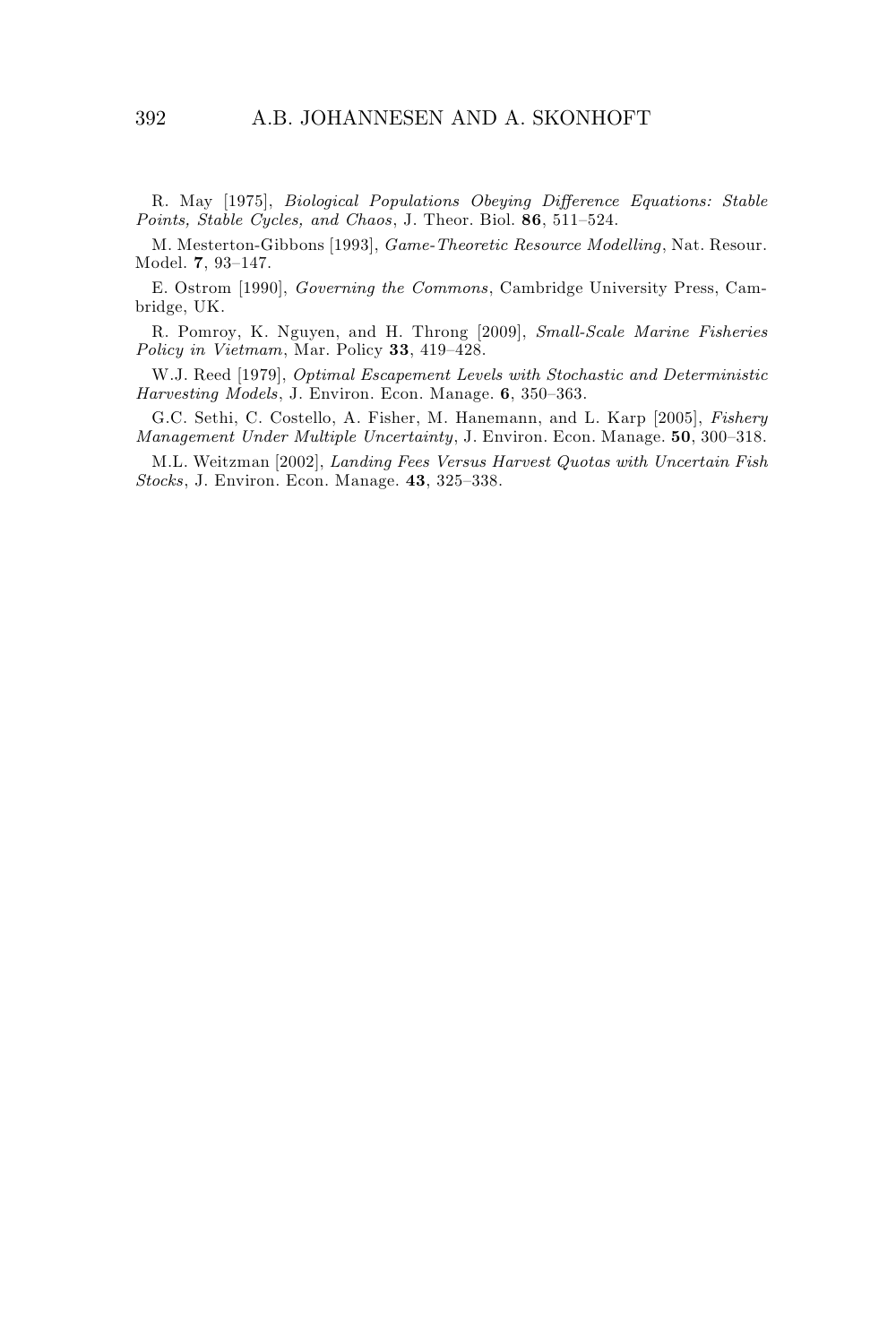R. May [1975], *Biological Populations Obeying Difference Equations: Stable Points, Stable Cycles, and Chaos*, J. Theor. Biol. **86**, 511–524.

M. Mesterton-Gibbons [1993], *Game-Theoretic Resource Modelling*, Nat. Resour. Model. **7**, 93–147.

E. Ostrom [1990], *Governing the Commons*, Cambridge University Press, Cambridge, UK.

R. Pomroy, K. Nguyen, and H. Throng [2009], *Small-Scale Marine Fisheries Policy in Vietmam*, Mar. Policy **33**, 419–428.

W.J. Reed [1979], *Optimal Escapement Levels with Stochastic and Deterministic Harvesting Models*, J. Environ. Econ. Manage. **6**, 350–363.

G.C. Sethi, C. Costello, A. Fisher, M. Hanemann, and L. Karp [2005], *Fishery Management Under Multiple Uncertainty*, J. Environ. Econ. Manage. **50**, 300–318.

M.L. Weitzman [2002], *Landing Fees Versus Harvest Quotas with Uncertain Fish Stocks*, J. Environ. Econ. Manage. **43**, 325–338.